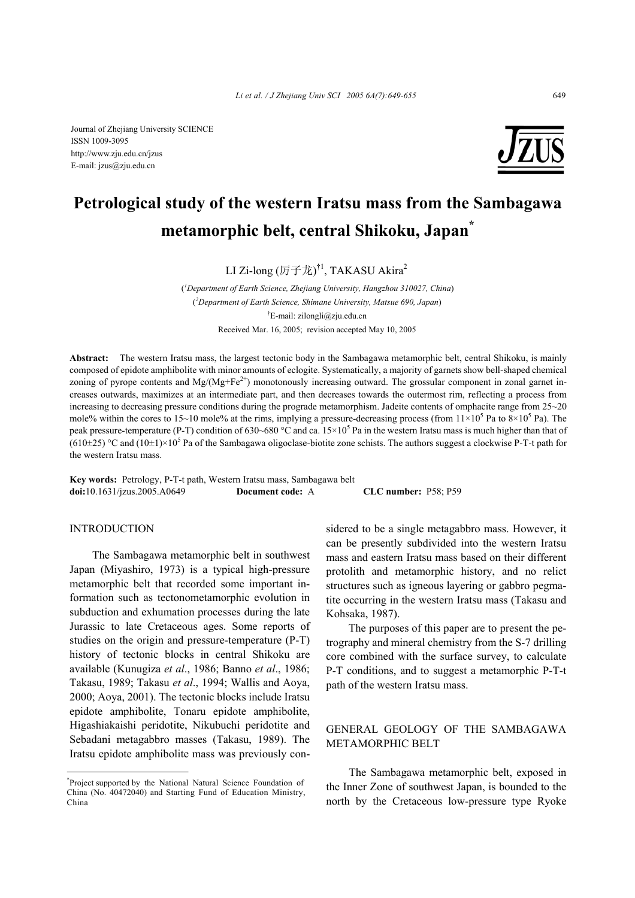Journal of Zhejiang University SCIENCE
ISSN 1009-3095
http://www.zju.edu.cn/jzus
E-mail: jzus@zju.edu.cn

# Petrological study of the western Iratsu mass from the Sambagawa metamorphic belt, central Shikoku, Japan*

LI Zi-long (厉子龙)[†1], TAKASU Akira[2]

([1]Department of Earth Science, Zhejiang University, Hangzhou 310027, China)
([2]Department of Earth Science, Shimane University, Matsue 690, Japan)
[†]E-mail: zilongli@zju.edu.cn
Received Mar. 16, 2005; revision accepted May 10, 2005

**Abstract:** The western Iratsu mass, the largest tectonic body in the Sambagawa metamorphic belt, central Shikoku, is mainly composed of epidote amphibolite with minor amounts of eclogite. Systematically, a majority of garnets show bell-shaped chemical zoning of pyrope contents and Mg/(Mg+$Fe^{2+}$) monotonously increasing outward. The grossular component in zonal garnet increases outwards, maximizes at an intermediate part, and then decreases towards the outermost rim, reflecting a process from increasing to decreasing pressure conditions during the prograde metamorphism. Jadeite contents of omphacite range from 25~20 mole% within the cores to 15~10 mole% at the rims, implying a pressure-decreasing process (from $11\times10^5$ Pa to $8\times10^5$ Pa). The peak pressure-temperature (P-T) condition of 630~680 °C and ca. $15\times10^5$ Pa in the western Iratsu mass is much higher than that of (610±25) °C and $(10\pm1)\times10^5$ Pa of the Sambagawa oligoclase-biotite zone schists. The authors suggest a clockwise P-T-t path for the western Iratsu mass.

**Key words:** Petrology, P-T-t path, Western Iratsu mass, Sambagawa belt
**doi:**10.1631/jzus.2005.A0649 **Document code:** A **CLC number:** P58; P59

## INTRODUCTION

The Sambagawa metamorphic belt in southwest Japan (Miyashiro, 1973) is a typical high-pressure metamorphic belt that recorded some important information such as tectonometamorphic evolution in subduction and exhumation processes during the late Jurassic to late Cretaceous ages. Some reports of studies on the origin and pressure-temperature (P-T) history of tectonic blocks in central Shikoku are available (Kunugiza *et al*., 1986; Banno *et al*., 1986; Takasu, 1989; Takasu *et al*., 1994; Wallis and Aoya, 2000; Aoya, 2001). The tectonic blocks include Iratsu epidote amphibolite, Tonaru epidote amphibolite, Higashiakaishi peridotite, Nikubuchi peridotite and Sebadani metagabbro masses (Takasu, 1989). The Iratsu epidote amphibolite mass was previously considered to be a single metagabbro mass. However, it can be presently subdivided into the western Iratsu mass and eastern Iratsu mass based on their different protolith and metamorphic history, and no relict structures such as igneous layering or gabbro pegmatite occurring in the western Iratsu mass (Takasu and Kohsaka, 1987).

The purposes of this paper are to present the petrography and mineral chemistry from the S-7 drilling core combined with the surface survey, to calculate P-T conditions, and to suggest a metamorphic P-T-t path of the western Iratsu mass.

## GENERAL GEOLOGY OF THE SAMBAGAWA METAMORPHIC BELT

The Sambagawa metamorphic belt, exposed in the Inner Zone of southwest Japan, is bounded to the north by the Cretaceous low-pressure type Ryoke

*Project supported by the National Natural Science Foundation of China (No. 40472040) and Starting Fund of Education Ministry, China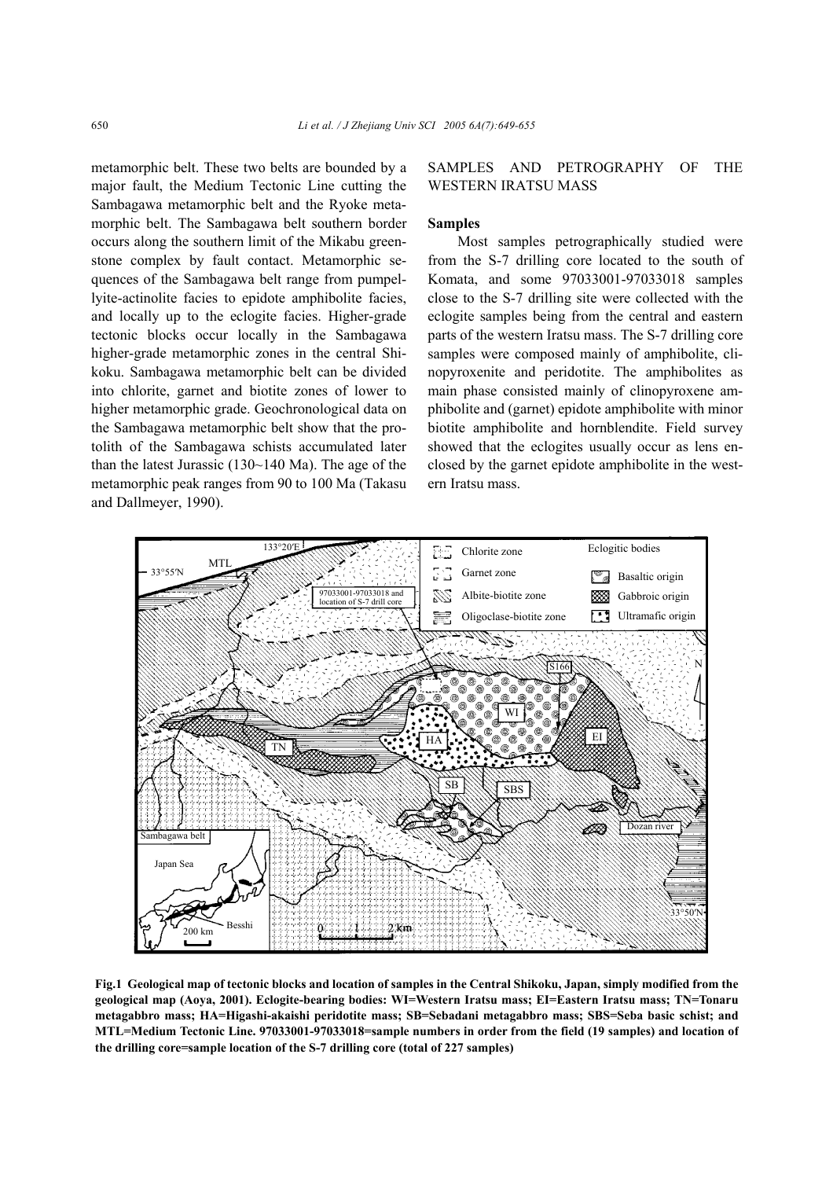metamorphic belt. These two belts are bounded by a major fault, the Medium Tectonic Line cutting the Sambagawa metamorphic belt and the Ryoke metamorphic belt. The Sambagawa belt southern border occurs along the southern limit of the Mikabu greenstone complex by fault contact. Metamorphic sequences of the Sambagawa belt range from pumpellyite-actinolite facies to epidote amphibolite facies, and locally up to the eclogite facies. Higher-grade tectonic blocks occur locally in the Sambagawa higher-grade metamorphic zones in the central Shikoku. Sambagawa metamorphic belt can be divided into chlorite, garnet and biotite zones of lower to higher metamorphic grade. Geochronological data on the Sambagawa metamorphic belt show that the protolith of the Sambagawa schists accumulated later than the latest Jurassic (130~140 Ma). The age of the metamorphic peak ranges from 90 to 100 Ma (Takasu and Dallmeyer, 1990).

## SAMPLES AND PETROGRAPHY OF THE WESTERN IRATSU MASS

### Samples

Most samples petrographically studied were from the S-7 drilling core located to the south of Komata, and some 97033001-97033018 samples close to the S-7 drilling site were collected with the eclogite samples being from the central and eastern parts of the western Iratsu mass. The S-7 drilling core samples were composed mainly of amphibolite, clinopyroxenite and peridotite. The amphibolites as main phase consisted mainly of clinopyroxene amphibolite and (garnet) epidote amphibolite with minor biotite amphibolite and hornblendite. Field survey showed that the eclogites usually occur as lens enclosed by the garnet epidote amphibolite in the western Iratsu mass.

**Fig.1 Geological map of tectonic blocks and location of samples in the Central Shikoku, Japan, simply modified from the geological map (Aoya, 2001). Eclogite-bearing bodies: WI=Western Iratsu mass; EI=Eastern Iratsu mass; TN=Tonaru metagabbro mass; HA=Higashi-akaishi peridotite mass; SB=Sebadani metagabbro mass; SBS=Seba basic schist; and MTL=Medium Tectonic Line. 97033001-97033018=sample numbers in order from the field (19 samples) and location of the drilling core=sample location of the S-7 drilling core (total of 227 samples)**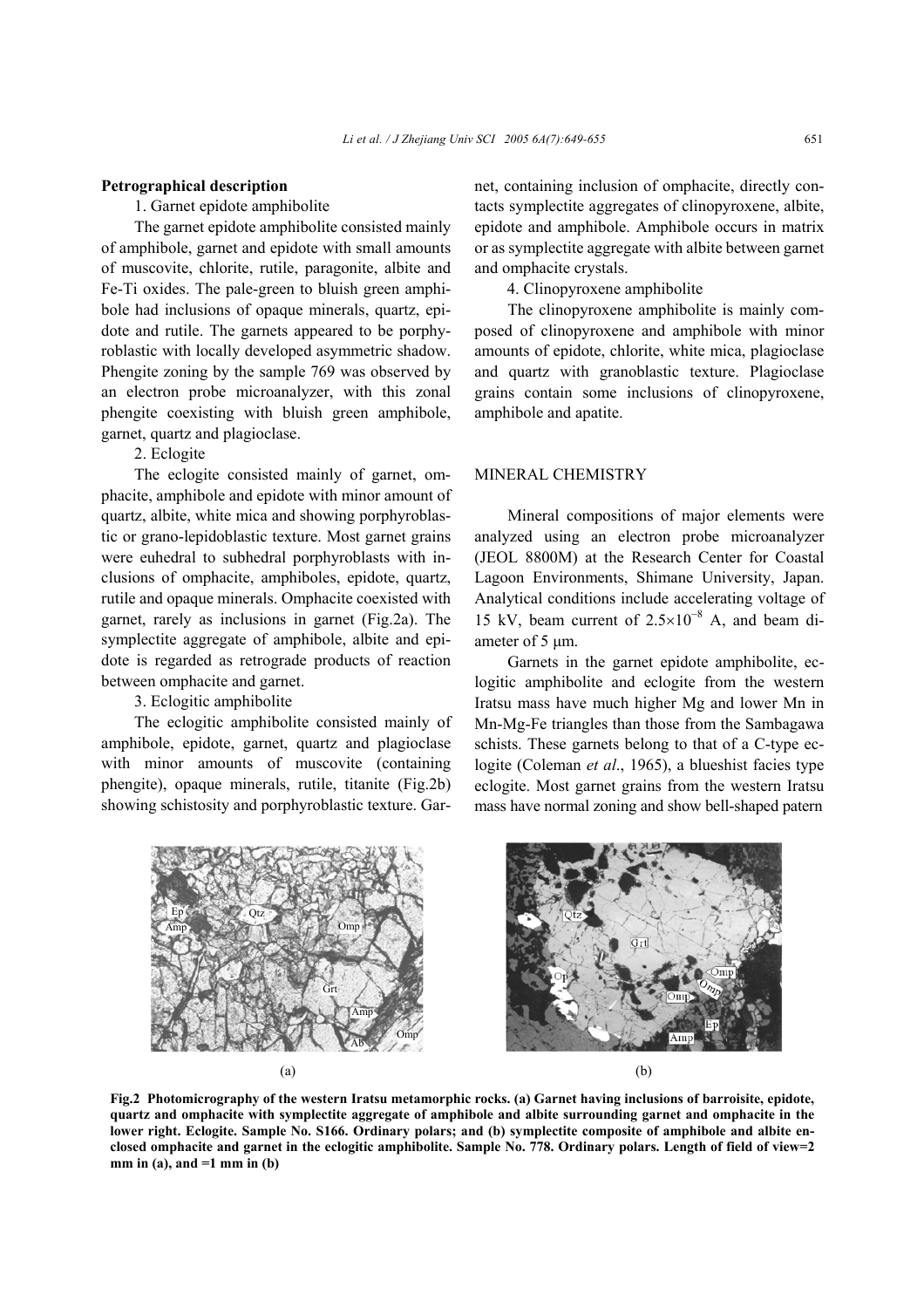**Petrographical description**

1. Garnet epidote amphibolite

The garnet epidote amphibolite consisted mainly of amphibole, garnet and epidote with small amounts of muscovite, chlorite, rutile, paragonite, albite and Fe-Ti oxides. The pale-green to bluish green amphibole had inclusions of opaque minerals, quartz, epidote and rutile. The garnets appeared to be porphyroblastic with locally developed asymmetric shadow. Phengite zoning by the sample 769 was observed by an electron probe microanalyzer, with this zonal phengite coexisting with bluish green amphibole, garnet, quartz and plagioclase.

2. Eclogite

The eclogite consisted mainly of garnet, omphacite, amphibole and epidote with minor amount of quartz, albite, white mica and showing porphyroblastic or grano-lepidoblastic texture. Most garnet grains were euhedral to subhedral porphyroblasts with inclusions of omphacite, amphiboles, epidote, quartz, rutile and opaque minerals. Omphacite coexisted with garnet, rarely as inclusions in garnet (Fig.2a). The symplectite aggregate of amphibole, albite and epidote is regarded as retrograde products of reaction between omphacite and garnet.

3. Eclogitic amphibolite

The eclogitic amphibolite consisted mainly of amphibole, epidote, garnet, quartz and plagioclase with minor amounts of muscovite (containing phengite), opaque minerals, rutile, titanite (Fig.2b) showing schistosity and porphyroblastic texture. Garnet, containing inclusion of omphacite, directly contacts symplectite aggregates of clinopyroxene, albite, epidote and amphibole. Amphibole occurs in matrix or as symplectite aggregate with albite between garnet and omphacite crystals.

4. Clinopyroxene amphibolite

The clinopyroxene amphibolite is mainly composed of clinopyroxene and amphibole with minor amounts of epidote, chlorite, white mica, plagioclase and quartz with granoblastic texture. Plagioclase grains contain some inclusions of clinopyroxene, amphibole and apatite.

## MINERAL CHEMISTRY

Mineral compositions of major elements were analyzed using an electron probe microanalyzer (JEOL 8800M) at the Research Center for Coastal Lagoon Environments, Shimane University, Japan. Analytical conditions include accelerating voltage of 15 kV, beam current of $2.5\times10^{-8}$ A, and beam diameter of 5 μm.

Garnets in the garnet epidote amphibolite, eclogitic amphibolite and eclogite from the western Iratsu mass have much higher Mg and lower Mn in Mn-Mg-Fe triangles than those from the Sambagawa schists. These garnets belong to that of a C-type eclogite (Coleman *et al*., 1965), a blueshist facies type eclogite. Most garnet grains from the western Iratsu mass have normal zoning and show bell-shaped patern

(a) (b)

**Fig.2 Photomicrography of the western Iratsu metamorphic rocks. (a) Garnet having inclusions of barroisite, epidote, quartz and omphacite with symplectite aggregate of amphibole and albite surrounding garnet and omphacite in the lower right. Eclogite. Sample No. S166. Ordinary polars; and (b) symplectite composite of amphibole and albite enclosed omphacite and garnet in the eclogitic amphibolite. Sample No. 778. Ordinary polars. Length of field of view=2 mm in (a), and =1 mm in (b)**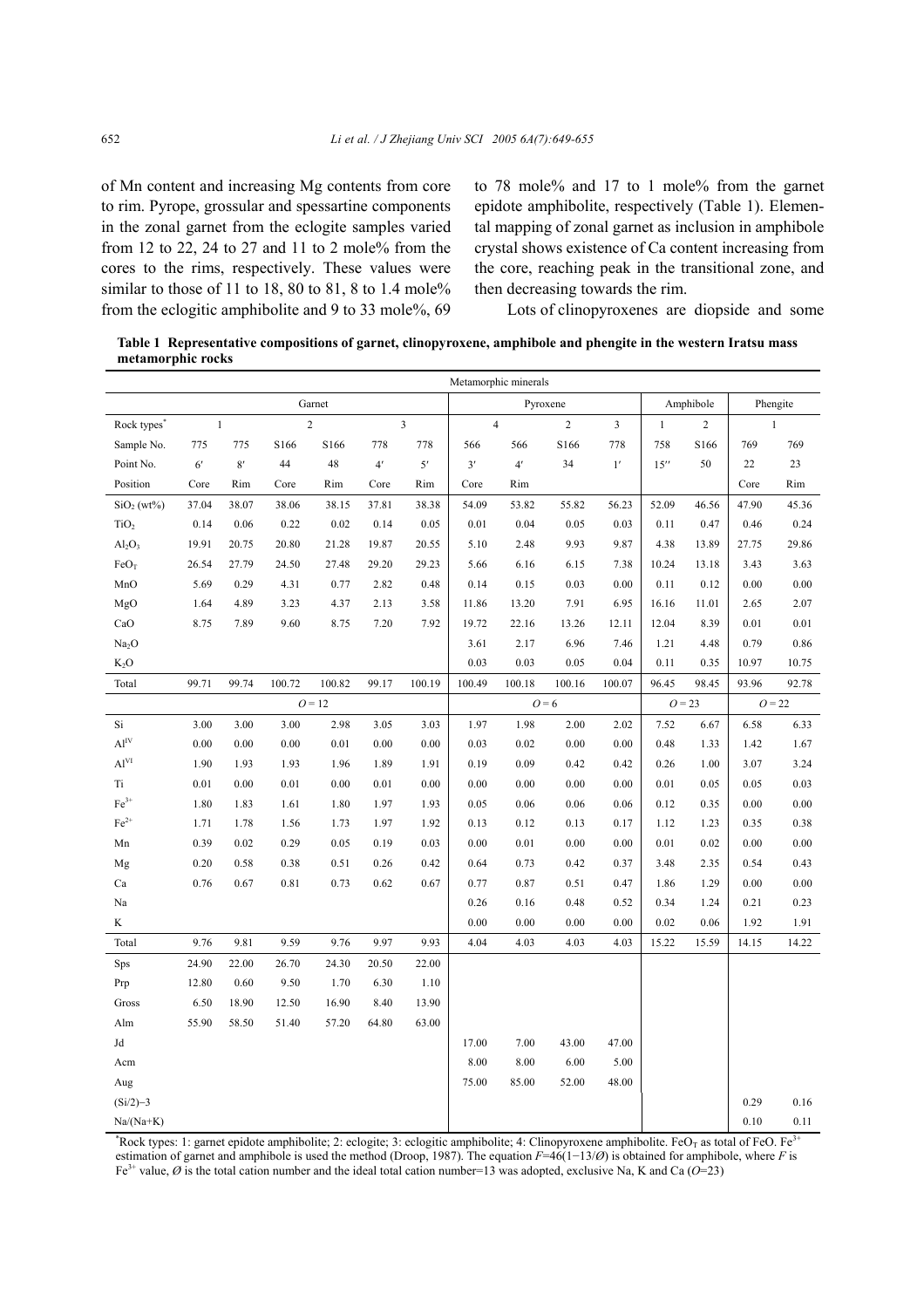of Mn content and increasing Mg contents from core to rim. Pyrope, grossular and spessartine components in the zonal garnet from the eclogite samples varied from 12 to 22, 24 to 27 and 11 to 2 mole% from the cores to the rims, respectively. These values were similar to those of 11 to 18, 80 to 81, 8 to 1.4 mole% from the eclogitic amphibolite and 9 to 33 mole%, 69 to 78 mole% and 17 to 1 mole% from the garnet epidote amphibolite, respectively (Table 1). Elemental mapping of zonal garnet as inclusion in amphibole crystal shows existence of Ca content increasing from the core, reaching peak in the transitional zone, and then decreasing towards the rim.

Lots of clinopyroxenes are diopside and some

**Table 1 Representative compositions of garnet, clinopyroxene, amphibole and phengite in the western Iratsu mass metamorphic rocks**

| | Metamorphic minerals | | | | | | | | | | | | | |
|---|---|---|---|---|---|---|---|---|---|---|---|---|---|---|
| | Garnet | | | | | | Pyroxene | | | | Amphibole | | Phengite | |
| Rock types* | 1 | | 2 | | 3 | | 4 | | 2 | 3 | 1 | 2 | 1 | |
| Sample No. | 775 | 775 | S166 | S166 | 778 | 778 | 566 | 566 | S166 | 778 | 758 | S166 | 769 | 769 |
| Point No. | 6′ | 8′ | 44 | 48 | 4′ | 5′ | 3′ | 4′ | 34 | 1′ | 15′′ | 50 | 22 | 23 |
| Position | Core | Rim | Core | Rim | Core | Rim | Core | Rim | | | | | Core | Rim |
| $SiO_2$ (wt%) | 37.04 | 38.07 | 38.06 | 38.15 | 37.81 | 38.38 | 54.09 | 53.82 | 55.82 | 56.23 | 52.09 | 46.56 | 47.90 | 45.36 |
| $TiO_2$ | 0.14 | 0.06 | 0.22 | 0.02 | 0.14 | 0.05 | 0.01 | 0.04 | 0.05 | 0.03 | 0.11 | 0.47 | 0.46 | 0.24 |
| $Al_2O_3$ | 19.91 | 20.75 | 20.80 | 21.28 | 19.87 | 20.55 | 5.10 | 2.48 | 9.93 | 9.87 | 4.38 | 13.89 | 27.75 | 29.86 |
| $FeO_T$ | 26.54 | 27.79 | 24.50 | 27.48 | 29.20 | 29.23 | 5.66 | 6.16 | 6.15 | 7.38 | 10.24 | 13.18 | 3.43 | 3.63 |
| MnO | 5.69 | 0.29 | 4.31 | 0.77 | 2.82 | 0.48 | 0.14 | 0.15 | 0.03 | 0.00 | 0.11 | 0.12 | 0.00 | 0.00 |
| MgO | 1.64 | 4.89 | 3.23 | 4.37 | 2.13 | 3.58 | 11.86 | 13.20 | 7.91 | 6.95 | 16.16 | 11.01 | 2.65 | 2.07 |
| CaO | 8.75 | 7.89 | 9.60 | 8.75 | 7.20 | 7.92 | 19.72 | 22.16 | 13.26 | 12.11 | 12.04 | 8.39 | 0.01 | 0.01 |
| $Na_2O$ | | | | | | | 3.61 | 2.17 | 6.96 | 7.46 | 1.21 | 4.48 | 0.79 | 0.86 |
| $K_2O$ | | | | | | | 0.03 | 0.03 | 0.05 | 0.04 | 0.11 | 0.35 | 10.97 | 10.75 |
| Total | 99.71 | 99.74 | 100.72 | 100.82 | 99.17 | 100.19 | 100.49 | 100.18 | 100.16 | 100.07 | 96.45 | 98.45 | 93.96 | 92.78 |
| | $O=12$ | | | | | | $O=6$ | | | | $O=23$ | | $O=22$ | |
| Si | 3.00 | 3.00 | 3.00 | 2.98 | 3.05 | 3.03 | 1.97 | 1.98 | 2.00 | 2.02 | 7.52 | 6.67 | 6.58 | 6.33 |
| $Al^{IV}$ | 0.00 | 0.00 | 0.00 | 0.01 | 0.00 | 0.00 | 0.03 | 0.02 | 0.00 | 0.00 | 0.48 | 1.33 | 1.42 | 1.67 |
| $Al^{VI}$ | 1.90 | 1.93 | 1.93 | 1.96 | 1.89 | 1.91 | 0.19 | 0.09 | 0.42 | 0.42 | 0.26 | 1.00 | 3.07 | 3.24 |
| Ti | 0.01 | 0.00 | 0.01 | 0.00 | 0.01 | 0.00 | 0.00 | 0.00 | 0.00 | 0.00 | 0.01 | 0.05 | 0.05 | 0.03 |
| $Fe^{3+}$ | 1.80 | 1.83 | 1.61 | 1.80 | 1.97 | 1.93 | 0.05 | 0.06 | 0.06 | 0.06 | 0.12 | 0.35 | 0.00 | 0.00 |
| $Fe^{2+}$ | 1.71 | 1.78 | 1.56 | 1.73 | 1.97 | 1.92 | 0.13 | 0.12 | 0.13 | 0.17 | 1.12 | 1.23 | 0.35 | 0.38 |
| Mn | 0.39 | 0.02 | 0.29 | 0.05 | 0.19 | 0.03 | 0.00 | 0.01 | 0.00 | 0.00 | 0.01 | 0.02 | 0.00 | 0.00 |
| Mg | 0.20 | 0.58 | 0.38 | 0.51 | 0.26 | 0.42 | 0.64 | 0.73 | 0.42 | 0.37 | 3.48 | 2.35 | 0.54 | 0.43 |
| Ca | 0.76 | 0.67 | 0.81 | 0.73 | 0.62 | 0.67 | 0.77 | 0.87 | 0.51 | 0.47 | 1.86 | 1.29 | 0.00 | 0.00 |
| Na | | | | | | | 0.26 | 0.16 | 0.48 | 0.52 | 0.34 | 1.24 | 0.21 | 0.23 |
| K | | | | | | | 0.00 | 0.00 | 0.00 | 0.00 | 0.02 | 0.06 | 1.92 | 1.91 |
| Total | 9.76 | 9.81 | 9.59 | 9.76 | 9.97 | 9.93 | 4.04 | 4.03 | 4.03 | 4.03 | 15.22 | 15.59 | 14.15 | 14.22 |
| Sps | 24.90 | 22.00 | 26.70 | 24.30 | 20.50 | 22.00 | | | | | | | | |
| Prp | 12.80 | 0.60 | 9.50 | 1.70 | 6.30 | 1.10 | | | | | | | | |
| Gross | 6.50 | 18.90 | 12.50 | 16.90 | 8.40 | 13.90 | | | | | | | | |
| Alm | 55.90 | 58.50 | 51.40 | 57.20 | 64.80 | 63.00 | | | | | | | | |
| Jd | | | | | | | 17.00 | 7.00 | 43.00 | 47.00 | | | | |
| Acm | | | | | | | 8.00 | 8.00 | 6.00 | 5.00 | | | | |
| Aug | | | | | | | 75.00 | 85.00 | 52.00 | 48.00 | | | | |
| (Si/2)−3 | | | | | | | | | | | | | 0.29 | 0.16 |
| Na/(Na+K) | | | | | | | | | | | | | 0.10 | 0.11 |

*Rock types: 1: garnet epidote amphibolite; 2: eclogite; 3: eclogitic amphibolite; 4: Clinopyroxene amphibolite. $FeO_T$ as total of FeO. $Fe^{3+}$ estimation of garnet and amphibole is used the method (Droop, 1987). The equation $F=46(1-13/\text{Ø})$ is obtained for amphibole, where $F$ is $Fe^{3+}$ value, Ø is the total cation number and the ideal total cation number=13 was adopted, exclusive Na, K and Ca ($O$=23)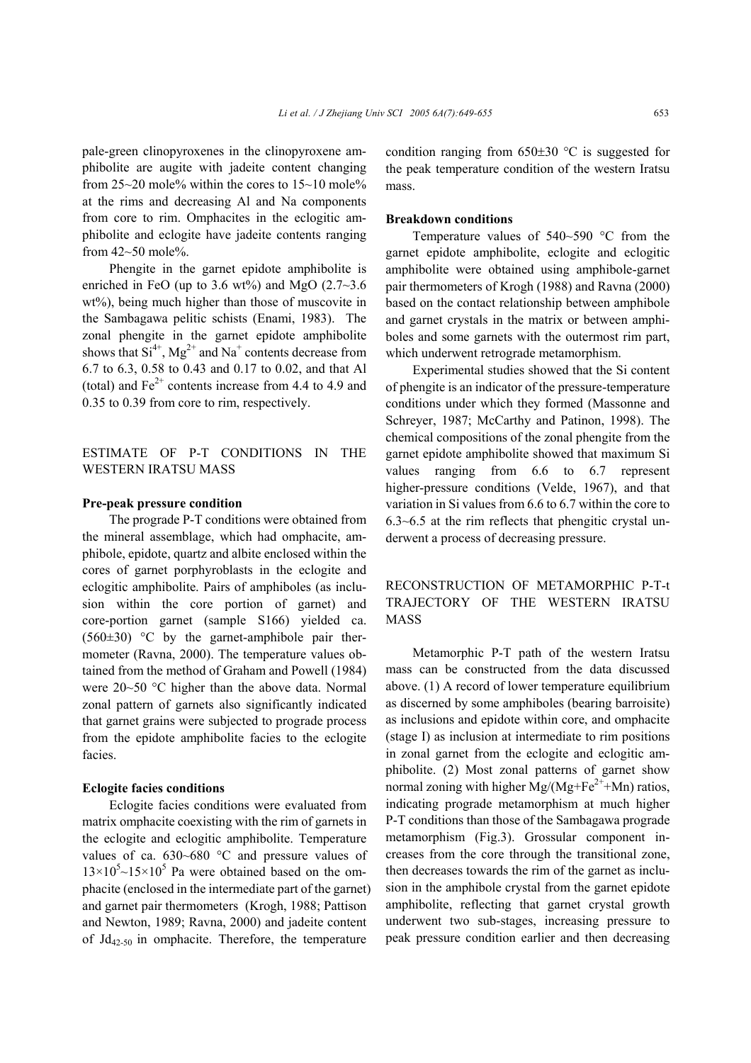pale-green clinopyroxenes in the clinopyroxene amphibolite are augite with jadeite content changing from 25~20 mole% within the cores to 15~10 mole% at the rims and decreasing Al and Na components from core to rim. Omphacites in the eclogitic amphibolite and eclogite have jadeite contents ranging from 42~50 mole%.

Phengite in the garnet epidote amphibolite is enriched in FeO (up to 3.6 wt%) and MgO (2.7~3.6 wt%), being much higher than those of muscovite in the Sambagawa pelitic schists (Enami, 1983). The zonal phengite in the garnet epidote amphibolite shows that $Si^{4+}$, $Mg^{2+}$ and $Na^{+}$ contents decrease from 6.7 to 6.3, 0.58 to 0.43 and 0.17 to 0.02, and that Al (total) and $Fe^{2+}$ contents increase from 4.4 to 4.9 and 0.35 to 0.39 from core to rim, respectively.

## ESTIMATE OF P-T CONDITIONS IN THE WESTERN IRATSU MASS

### Pre-peak pressure condition

The prograde P-T conditions were obtained from the mineral assemblage, which had omphacite, amphibole, epidote, quartz and albite enclosed within the cores of garnet porphyroblasts in the eclogite and eclogitic amphibolite. Pairs of amphiboles (as inclusion within the core portion of garnet) and core-portion garnet (sample S166) yielded ca. (560±30) °C by the garnet-amphibole pair thermometer (Ravna, 2000). The temperature values obtained from the method of Graham and Powell (1984) were 20~50 °C higher than the above data. Normal zonal pattern of garnets also significantly indicated that garnet grains were subjected to prograde process from the epidote amphibolite facies to the eclogite facies.

### Eclogite facies conditions

Eclogite facies conditions were evaluated from matrix omphacite coexisting with the rim of garnets in the eclogite and eclogitic amphibolite. Temperature values of ca. 630~680 °C and pressure values of $13\times10^5$~$15\times10^5$ Pa were obtained based on the omphacite (enclosed in the intermediate part of the garnet) and garnet pair thermometers (Krogh, 1988; Pattison and Newton, 1989; Ravna, 2000) and jadeite content of $Jd_{42\text{-}50}$ in omphacite. Therefore, the temperature condition ranging from 650±30 °C is suggested for the peak temperature condition of the western Iratsu mass.

### Breakdown conditions

Temperature values of 540~590 °C from the garnet epidote amphibolite, eclogite and eclogitic amphibolite were obtained using amphibole-garnet pair thermometers of Krogh (1988) and Ravna (2000) based on the contact relationship between amphibole and garnet crystals in the matrix or between amphiboles and some garnets with the outermost rim part, which underwent retrograde metamorphism.

Experimental studies showed that the Si content of phengite is an indicator of the pressure-temperature conditions under which they formed (Massonne and Schreyer, 1987; McCarthy and Patinon, 1998). The chemical compositions of the zonal phengite from the garnet epidote amphibolite showed that maximum Si values ranging from 6.6 to 6.7 represent higher-pressure conditions (Velde, 1967), and that variation in Si values from 6.6 to 6.7 within the core to 6.3~6.5 at the rim reflects that phengitic crystal underwent a process of decreasing pressure.

## RECONSTRUCTION OF METAMORPHIC P-T-t TRAJECTORY OF THE WESTERN IRATSU MASS

Metamorphic P-T path of the western Iratsu mass can be constructed from the data discussed above. (1) A record of lower temperature equilibrium as discerned by some amphiboles (bearing barroisite) as inclusions and epidote within core, and omphacite (stage I) as inclusion at intermediate to rim positions in zonal garnet from the eclogite and eclogitic amphibolite. (2) Most zonal patterns of garnet show normal zoning with higher $Mg/(Mg+Fe^{2+}+Mn)$ ratios, indicating prograde metamorphism at much higher P-T conditions than those of the Sambagawa prograde metamorphism (Fig.3). Grossular component increases from the core through the transitional zone, then decreases towards the rim of the garnet as inclusion in the amphibole crystal from the garnet epidote amphibolite, reflecting that garnet crystal growth underwent two sub-stages, increasing pressure to peak pressure condition earlier and then decreasing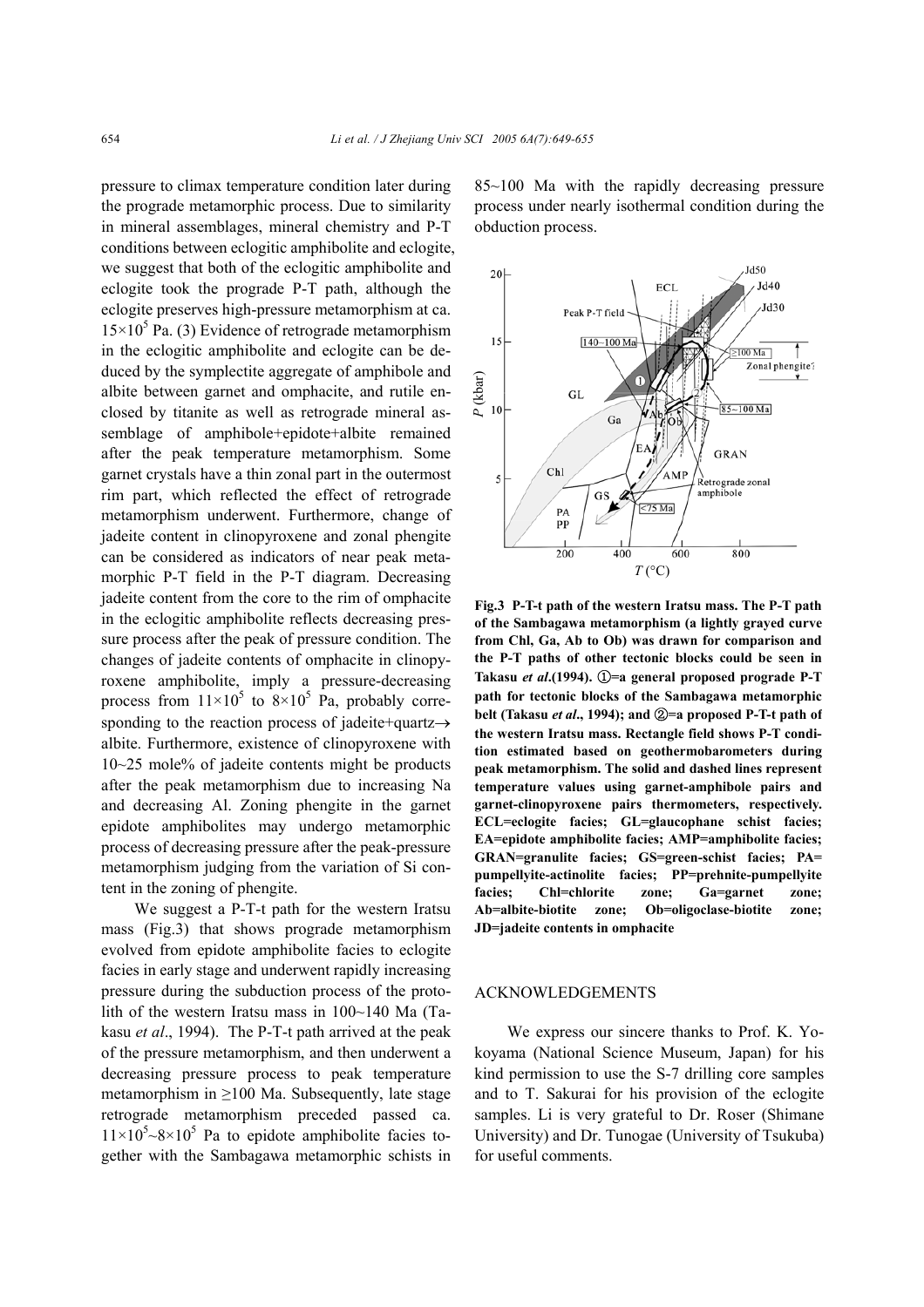pressure to climax temperature condition later during the prograde metamorphic process. Due to similarity in mineral assemblages, mineral chemistry and P-T conditions between eclogitic amphibolite and eclogite, we suggest that both of the eclogitic amphibolite and eclogite took the prograde P-T path, although the eclogite preserves high-pressure metamorphism at ca. $15\times10^5$ Pa. (3) Evidence of retrograde metamorphism in the eclogitic amphibolite and eclogite can be deduced by the symplectite aggregate of amphibole and albite between garnet and omphacite, and rutile enclosed by titanite as well as retrograde mineral assemblage of amphibole+epidote+albite remained after the peak temperature metamorphism. Some garnet crystals have a thin zonal part in the outermost rim part, which reflected the effect of retrograde metamorphism underwent. Furthermore, change of jadeite content in clinopyroxene and zonal phengite can be considered as indicators of near peak metamorphic P-T field in the P-T diagram. Decreasing jadeite content from the core to the rim of omphacite in the eclogitic amphibolite reflects decreasing pressure process after the peak of pressure condition. The changes of jadeite contents of omphacite in clinopyroxene amphibolite, imply a pressure-decreasing process from $11\times10^5$ to $8\times10^5$ Pa, probably corresponding to the reaction process of jadeite+quartz→albite. Furthermore, existence of clinopyroxene with 10~25 mole% of jadeite contents might be products after the peak metamorphism due to increasing Na and decreasing Al. Zoning phengite in the garnet epidote amphibolites may undergo metamorphic process of decreasing pressure after the peak-pressure metamorphism judging from the variation of Si content in the zoning of phengite.

We suggest a P-T-t path for the western Iratsu mass (Fig.3) that shows prograde metamorphism evolved from epidote amphibolite facies to eclogite facies in early stage and underwent rapidly increasing pressure during the subduction process of the protolith of the western Iratsu mass in 100~140 Ma (Takasu *et al*., 1994). The P-T-t path arrived at the peak of the pressure metamorphism, and then underwent a decreasing pressure process to peak temperature metamorphism in ≥100 Ma. Subsequently, late stage retrograde metamorphism preceded passed ca. $11\times10^5$~$8\times10^5$ Pa to epidote amphibolite facies together with the Sambagawa metamorphic schists in 85~100 Ma with the rapidly decreasing pressure process under nearly isothermal condition during the obduction process.

**Fig.3 P-T-t path of the western Iratsu mass. The P-T path of the Sambagawa metamorphism (a lightly grayed curve from Chl, Ga, Ab to Ob) was drawn for comparison and the P-T paths of other tectonic blocks could be seen in Takasu *et al*.(1994). ①=a general proposed prograde P-T path for tectonic blocks of the Sambagawa metamorphic belt (Takasu *et al*., 1994); and ②=a proposed P-T-t path of the western Iratsu mass. Rectangle field shows P-T condition estimated based on geothermobarometers during peak metamorphism. The solid and dashed lines represent temperature values using garnet-amphibole pairs and garnet-clinopyroxene pairs thermometers, respectively. ECL=eclogite facies; GL=glaucophane schist facies; EA=epidote amphibolite facies; AMP=amphibolite facies; GRAN=granulite facies; GS=green-schist facies; PA=pumpellyite-actinolite facies; PP=prehnite-pumpellyite facies; Chl=chlorite zone; Ga=garnet zone; Ab=albite-biotite zone; Ob=oligoclase-biotite zone; JD=jadeite contents in omphacite**

## ACKNOWLEDGEMENTS

We express our sincere thanks to Prof. K. Yokoyama (National Science Museum, Japan) for his kind permission to use the S-7 drilling core samples and to T. Sakurai for his provision of the eclogite samples. Li is very grateful to Dr. Roser (Shimane University) and Dr. Tunogae (University of Tsukuba) for useful comments.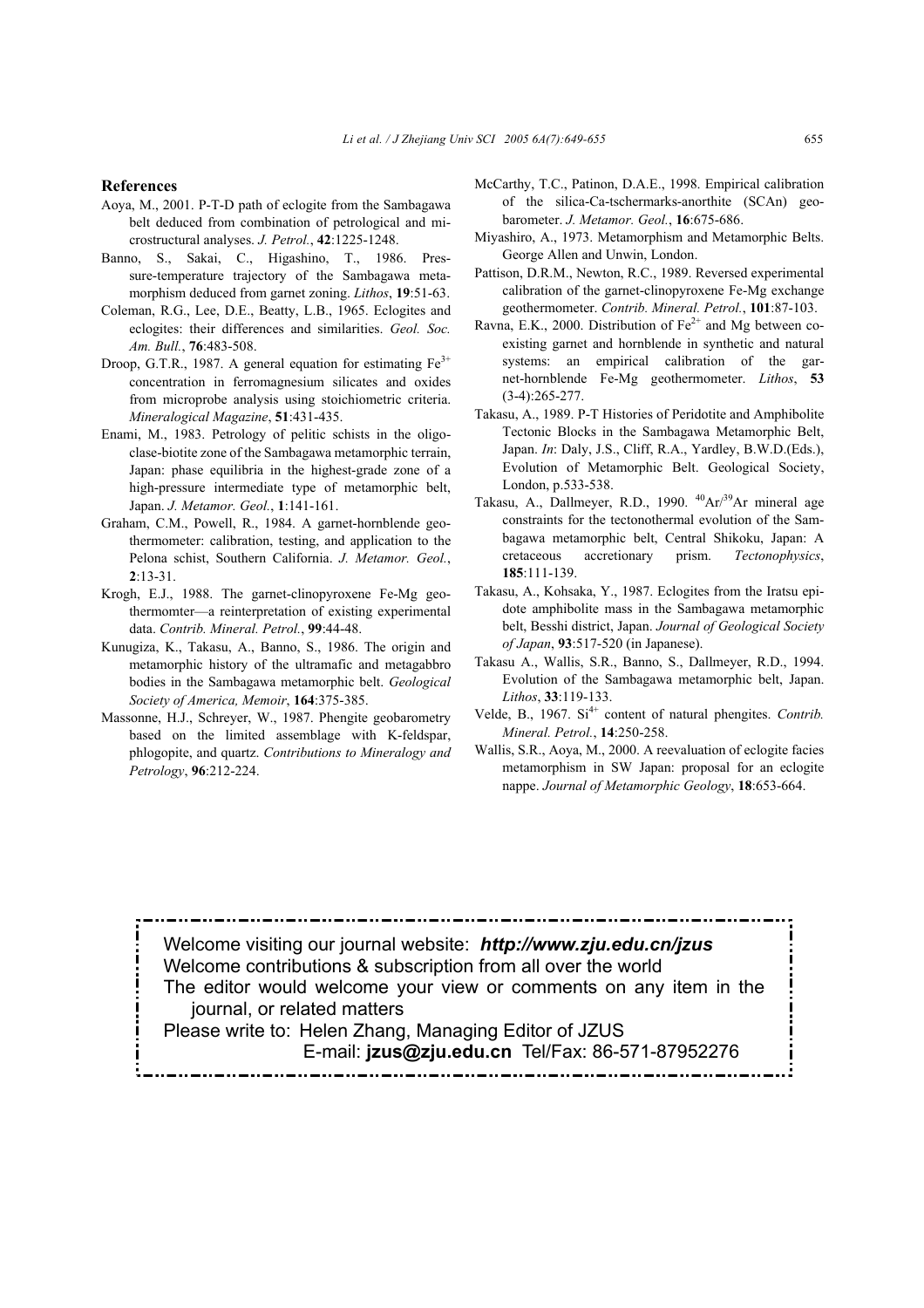## References

Aoya, M., 2001. P-T-D path of eclogite from the Sambagawa belt deduced from combination of petrological and microstructural analyses. *J. Petrol.*, **42**:1225-1248.

Banno, S., Sakai, C., Higashino, T., 1986. Pressure-temperature trajectory of the Sambagawa metamorphism deduced from garnet zoning. *Lithos*, **19**:51-63.

Coleman, R.G., Lee, D.E., Beatty, L.B., 1965. Eclogites and eclogites: their differences and similarities. *Geol. Soc. Am. Bull.*, **76**:483-508.

Droop, G.T.R., 1987. A general equation for estimating $Fe^{3+}$ concentration in ferromagnesium silicates and oxides from microprobe analysis using stoichiometric criteria. *Mineralogical Magazine*, **51**:431-435.

Enami, M., 1983. Petrology of pelitic schists in the oligoclase-biotite zone of the Sambagawa metamorphic terrain, Japan: phase equilibria in the highest-grade zone of a high-pressure intermediate type of metamorphic belt, Japan. *J. Metamor. Geol.*, **1**:141-161.

Graham, C.M., Powell, R., 1984. A garnet-hornblende geothermometer: calibration, testing, and application to the Pelona schist, Southern California. *J. Metamor. Geol.*, **2**:13-31.

Krogh, E.J., 1988. The garnet-clinopyroxene Fe-Mg geothermomter—a reinterpretation of existing experimental data. *Contrib. Mineral. Petrol.*, **99**:44-48.

Kunugiza, K., Takasu, A., Banno, S., 1986. The origin and metamorphic history of the ultramafic and metagabbro bodies in the Sambagawa metamorphic belt. *Geological Society of America, Memoir*, **164**:375-385.

Massonne, H.J., Schreyer, W., 1987. Phengite geobarometry based on the limited assemblage with K-feldspar, phlogopite, and quartz. *Contributions to Mineralogy and Petrology*, **96**:212-224.

McCarthy, T.C., Patinon, D.A.E., 1998. Empirical calibration of the silica-Ca-tschermarks-anorthite (SCAn) geobarometer. *J. Metamor. Geol.*, **16**:675-686.

Miyashiro, A., 1973. Metamorphism and Metamorphic Belts. George Allen and Unwin, London.

Pattison, D.R.M., Newton, R.C., 1989. Reversed experimental calibration of the garnet-clinopyroxene Fe-Mg exchange geothermometer. *Contrib. Mineral. Petrol.*, **101**:87-103.

Ravna, E.K., 2000. Distribution of $Fe^{2+}$ and Mg between coexisting garnet and hornblende in synthetic and natural systems: an empirical calibration of the garnet-hornblende Fe-Mg geothermometer. *Lithos*, **53** (3-4):265-277.

Takasu, A., 1989. P-T Histories of Peridotite and Amphibolite Tectonic Blocks in the Sambagawa Metamorphic Belt, Japan. *In*: Daly, J.S., Cliff, R.A., Yardley, B.W.D.(Eds.), Evolution of Metamorphic Belt. Geological Society, London, p.533-538.

Takasu, A., Dallmeyer, R.D., 1990. $^{40}Ar/^{39}Ar$ mineral age constraints for the tectonothermal evolution of the Sambagawa metamorphic belt, Central Shikoku, Japan: A cretaceous accretionary prism. *Tectonophysics*, **185**:111-139.

Takasu, A., Kohsaka, Y., 1987. Eclogites from the Iratsu epidote amphibolite mass in the Sambagawa metamorphic belt, Besshi district, Japan. *Journal of Geological Society of Japan*, **93**:517-520 (in Japanese).

Takasu A., Wallis, S.R., Banno, S., Dallmeyer, R.D., 1994. Evolution of the Sambagawa metamorphic belt, Japan. *Lithos*, **33**:119-133.

Velde, B., 1967. $Si^{4+}$ content of natural phengites. *Contrib. Mineral. Petrol.*, **14**:250-258.

Wallis, S.R., Aoya, M., 2000. A reevaluation of eclogite facies metamorphism in SW Japan: proposal for an eclogite nappe. *Journal of Metamorphic Geology*, **18**:653-664.

Welcome visiting our journal website: ***http://www.zju.edu.cn/jzus***
Welcome contributions & subscription from all over the world
The editor would welcome your view or comments on any item in the journal, or related matters
Please write to: Helen Zhang, Managing Editor of JZUS
E-mail: **jzus@zju.edu.cn** Tel/Fax: 86-571-87952276